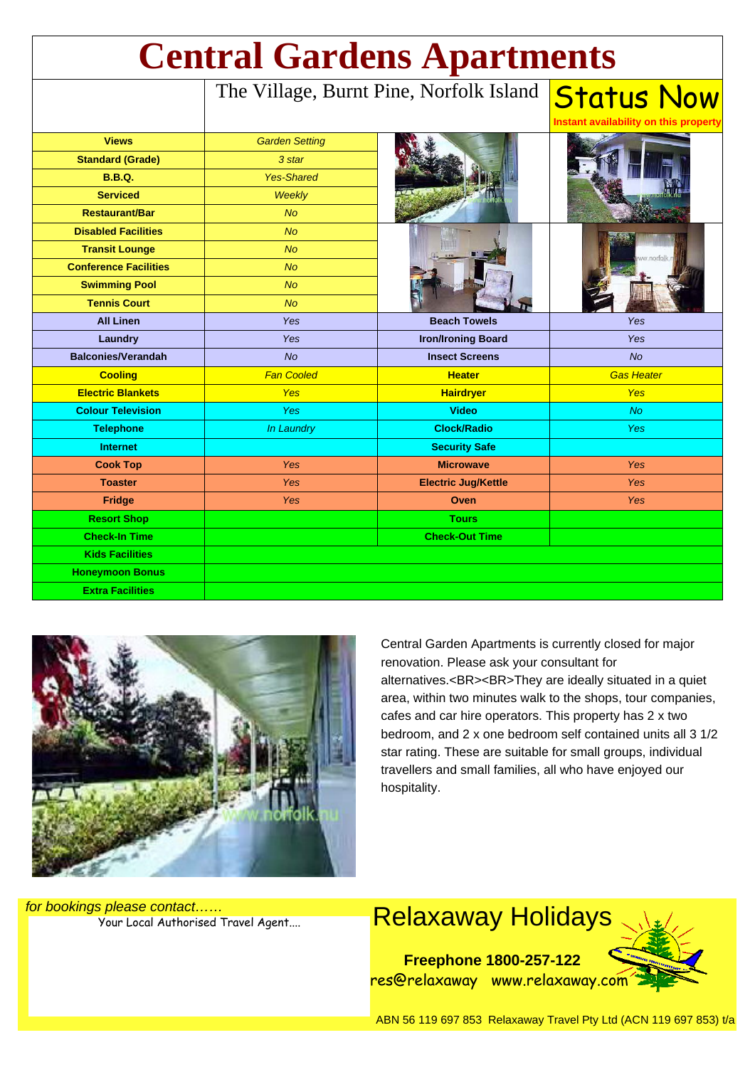# Central Gardens Apartments

The Village, Burnt Pine, Norfolk Island

**Status Now**

Instant availability on this property

| | | | |
|---|---|---|---|
| **Views** | *Garden Setting* | | |
| **Standard (Grade)** | *3 star* | | |
| **B.B.Q.** | *Yes-Shared* | | |
| **Serviced** | *Weekly* | | |
| **Restaurant/Bar** | *No* | | |
| **Disabled Facilities** | *No* | | |
| **Transit Lounge** | *No* | | |
| **Conference Facilities** | *No* | | |
| **Swimming Pool** | *No* | | |
| **Tennis Court** | *No* | | |
| **All Linen** | *Yes* | **Beach Towels** | *Yes* |
| **Laundry** | *Yes* | **Iron/Ironing Board** | *Yes* |
| **Balconies/Verandah** | *No* | **Insect Screens** | *No* |
| **Cooling** | *Fan Cooled* | **Heater** | *Gas Heater* |
| **Electric Blankets** | *Yes* | **Hairdryer** | *Yes* |
| **Colour Television** | *Yes* | **Video** | *No* |
| **Telephone** | *In Laundry* | **Clock/Radio** | *Yes* |
| **Internet** | | **Security Safe** | |
| **Cook Top** | *Yes* | **Microwave** | *Yes* |
| **Toaster** | *Yes* | **Electric Jug/Kettle** | *Yes* |
| **Fridge** | *Yes* | **Oven** | *Yes* |
| **Resort Shop** | | **Tours** | |
| **Check-In Time** | | **Check-Out Time** | |
| **Kids Facilities** | | | |
| **Honeymoon Bonus** | | | |
| **Extra Facilities** | | | |

Central Garden Apartments is currently closed for major renovation. Please ask your consultant for alternatives.<BR><BR>They are ideally situated in a quiet area, within two minutes walk to the shops, tour companies, cafes and car hire operators. This property has 2 x two bedroom, and 2 x one bedroom self contained units all 3 1/2 star rating. These are suitable for small groups, individual travellers and small families, all who have enjoyed our hospitality.

*for bookings please contact……*

Your Local Authorised Travel Agent....

## Relaxaway Holidays

**Freephone 1800-257-122**

res@relaxaway www.relaxaway.com

ABN 56 119 697 853 Relaxaway Travel Pty Ltd (ACN 119 697 853) t/a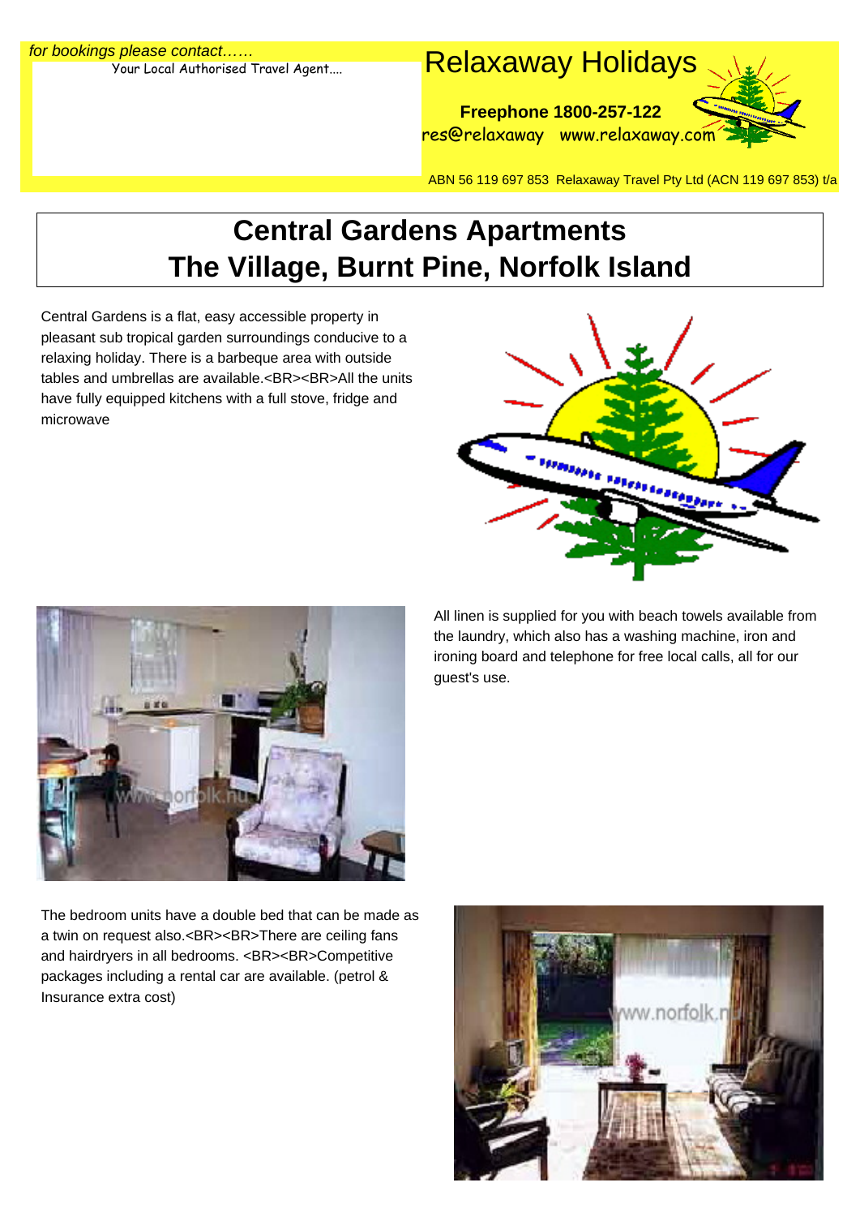*for bookings please contact……*

Your Local Authorised Travel Agent....

Relaxaway Holidays

**Freephone 1800-257-122**

res@relaxaway www.relaxaway.com

ABN 56 119 697 853 Relaxaway Travel Pty Ltd (ACN 119 697 853) t/a

# Central Gardens Apartments
# The Village, Burnt Pine, Norfolk Island

Central Gardens is a flat, easy accessible property in pleasant sub tropical garden surroundings conducive to a relaxing holiday. There is a barbeque area with outside tables and umbrellas are available.<BR><BR>All the units have fully equipped kitchens with a full stove, fridge and microwave

All linen is supplied for you with beach towels available from the laundry, which also has a washing machine, iron and ironing board and telephone for free local calls, all for our guest's use.

The bedroom units have a double bed that can be made as a twin on request also.<BR><BR>There are ceiling fans and hairdryers in all bedrooms. <BR><BR>Competitive packages including a rental car are available. (petrol & Insurance extra cost)